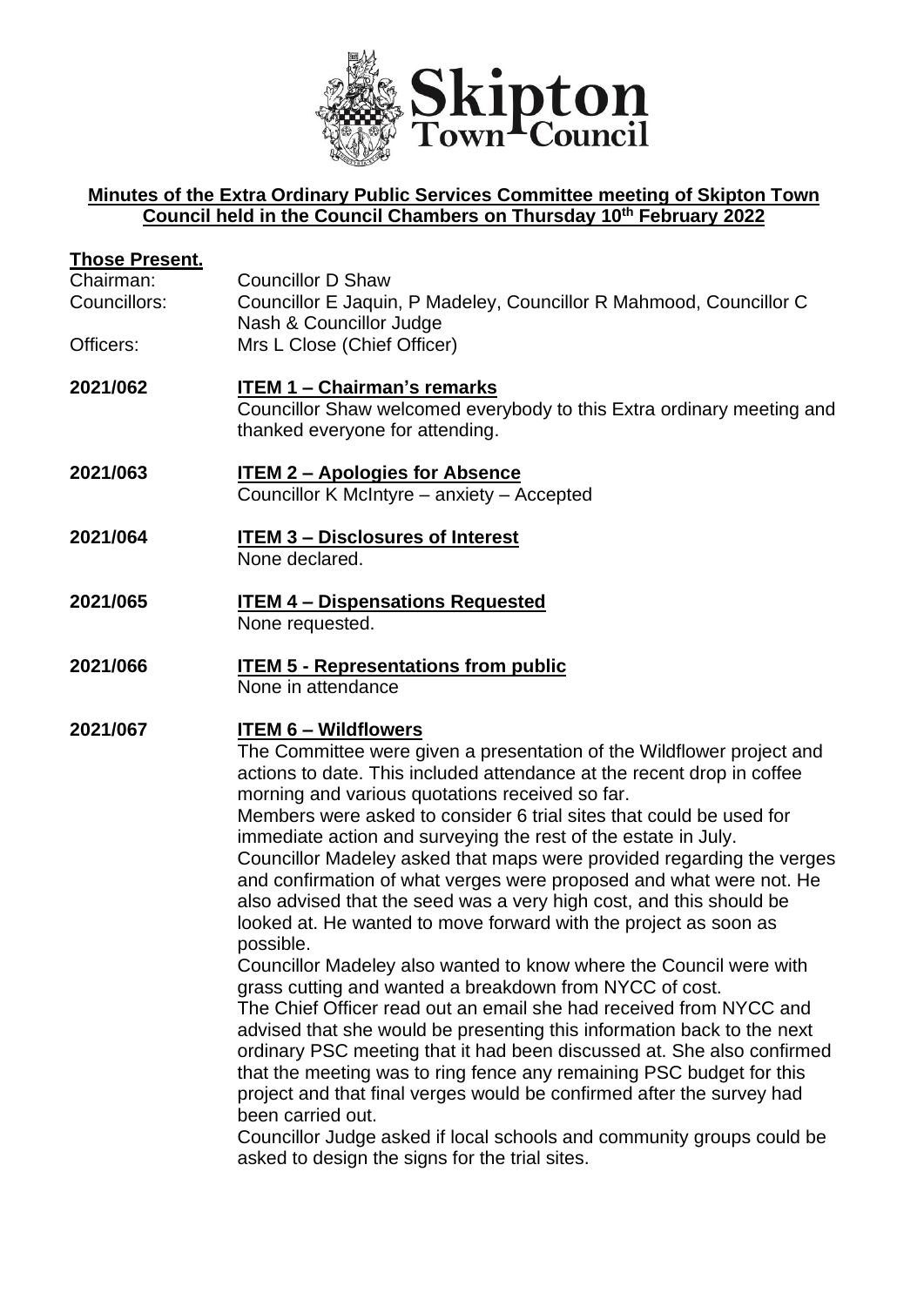**Minutes of the Extra Ordinary Public Services Committee meeting of Skipton Town Council held in the Council Chambers on Thursday 10th February 2022**

**Those Present.**

| | |
|---|---|
| Chairman: | Councillor D Shaw |
| Councillors: | Councillor E Jaquin, P Madeley, Councillor R Mahmood, Councillor C Nash & Councillor Judge |
| Officers: | Mrs L Close (Chief Officer) |

**2021/062** **ITEM 1 – Chairman's remarks**

Councillor Shaw welcomed everybody to this Extra ordinary meeting and thanked everyone for attending.

**2021/063** **ITEM 2 – Apologies for Absence**

Councillor K McIntyre – anxiety – Accepted

**2021/064** **ITEM 3 – Disclosures of Interest**

None declared.

**2021/065** **ITEM 4 – Dispensations Requested**

None requested.

**2021/066** **ITEM 5 - Representations from public**

None in attendance

**2021/067** **ITEM 6 – Wildflowers**

The Committee were given a presentation of the Wildflower project and actions to date. This included attendance at the recent drop in coffee morning and various quotations received so far.

Members were asked to consider 6 trial sites that could be used for immediate action and surveying the rest of the estate in July.

Councillor Madeley asked that maps were provided regarding the verges and confirmation of what verges were proposed and what were not. He also advised that the seed was a very high cost, and this should be looked at. He wanted to move forward with the project as soon as possible.

Councillor Madeley also wanted to know where the Council were with grass cutting and wanted a breakdown from NYCC of cost.

The Chief Officer read out an email she had received from NYCC and advised that she would be presenting this information back to the next ordinary PSC meeting that it had been discussed at. She also confirmed that the meeting was to ring fence any remaining PSC budget for this project and that final verges would be confirmed after the survey had been carried out.

Councillor Judge asked if local schools and community groups could be asked to design the signs for the trial sites.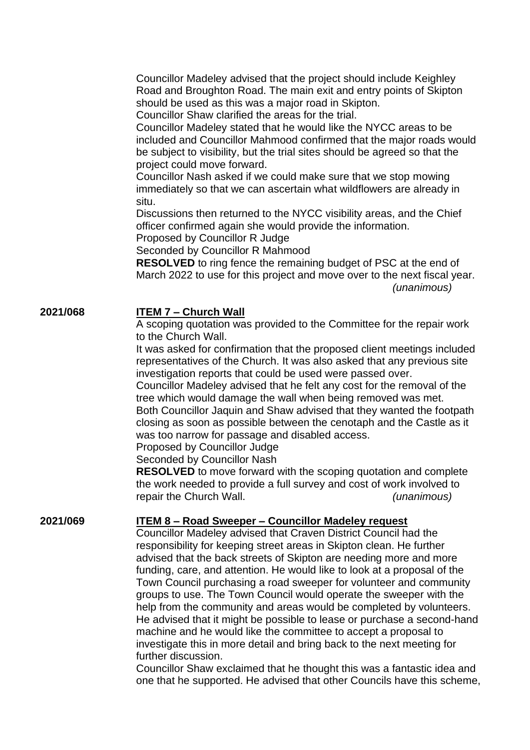Councillor Madeley advised that the project should include Keighley Road and Broughton Road. The main exit and entry points of Skipton should be used as this was a major road in Skipton.
Councillor Shaw clarified the areas for the trial.
Councillor Madeley stated that he would like the NYCC areas to be included and Councillor Mahmood confirmed that the major roads would be subject to visibility, but the trial sites should be agreed so that the project could move forward.
Councillor Nash asked if we could make sure that we stop mowing immediately so that we can ascertain what wildflowers are already in situ.
Discussions then returned to the NYCC visibility areas, and the Chief officer confirmed again she would provide the information.
Proposed by Councillor R Judge
Seconded by Councillor R Mahmood
**RESOLVED** to ring fence the remaining budget of PSC at the end of March 2022 to use for this project and move over to the next fiscal year. *(unanimous)*

**2021/068** **ITEM 7 – Church Wall**

A scoping quotation was provided to the Committee for the repair work to the Church Wall.
It was asked for confirmation that the proposed client meetings included representatives of the Church. It was also asked that any previous site investigation reports that could be used were passed over.
Councillor Madeley advised that he felt any cost for the removal of the tree which would damage the wall when being removed was met.
Both Councillor Jaquin and Shaw advised that they wanted the footpath closing as soon as possible between the cenotaph and the Castle as it was too narrow for passage and disabled access.
Proposed by Councillor Judge
Seconded by Councillor Nash
**RESOLVED** to move forward with the scoping quotation and complete the work needed to provide a full survey and cost of work involved to repair the Church Wall. *(unanimous)*

**2021/069** **ITEM 8 – Road Sweeper – Councillor Madeley request**

Councillor Madeley advised that Craven District Council had the responsibility for keeping street areas in Skipton clean. He further advised that the back streets of Skipton are needing more and more funding, care, and attention. He would like to look at a proposal of the Town Council purchasing a road sweeper for volunteer and community groups to use. The Town Council would operate the sweeper with the help from the community and areas would be completed by volunteers. He advised that it might be possible to lease or purchase a second-hand machine and he would like the committee to accept a proposal to investigate this in more detail and bring back to the next meeting for further discussion.
Councillor Shaw exclaimed that he thought this was a fantastic idea and one that he supported. He advised that other Councils have this scheme,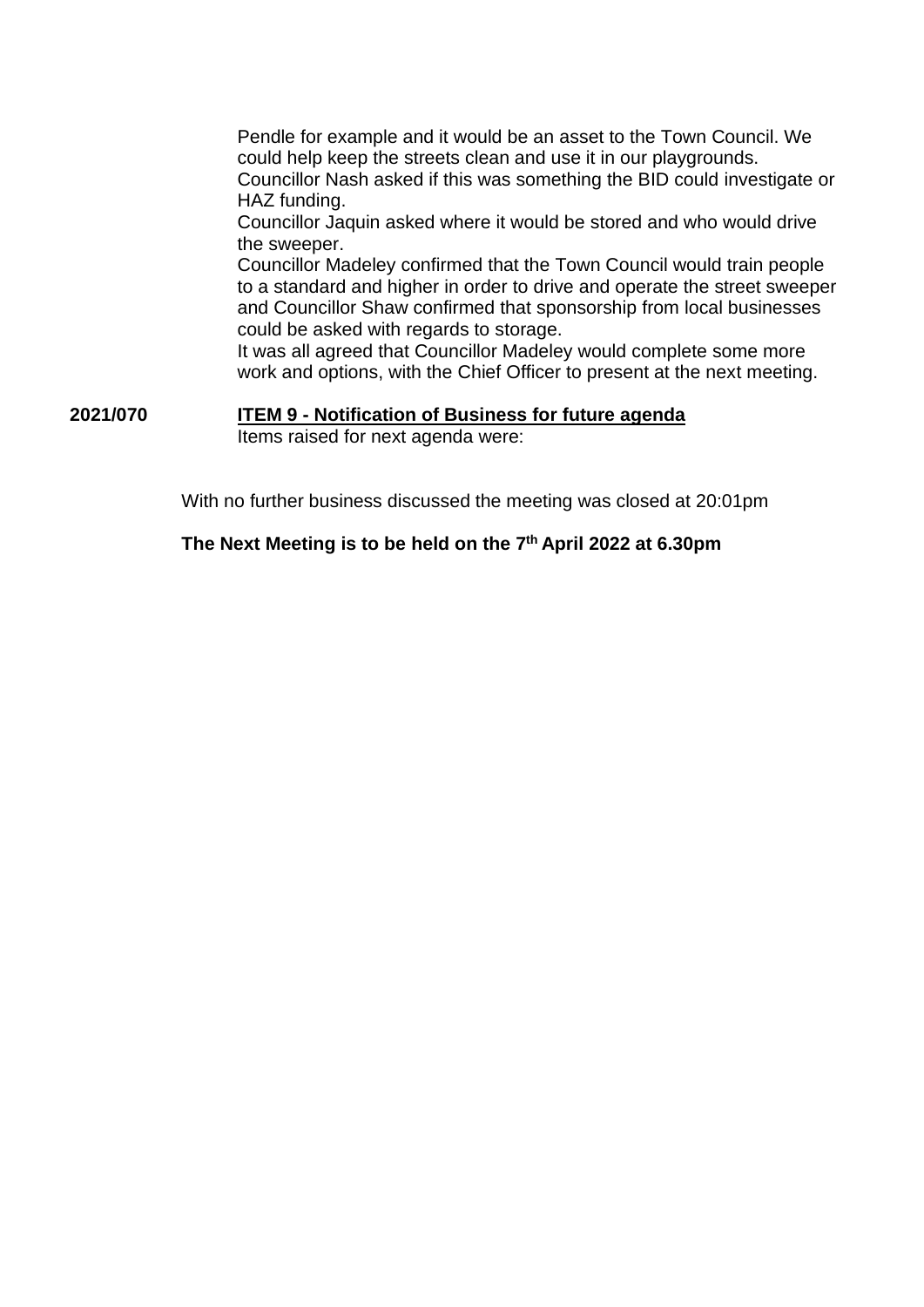Pendle for example and it would be an asset to the Town Council. We could help keep the streets clean and use it in our playgrounds.
Councillor Nash asked if this was something the BID could investigate or HAZ funding.
Councillor Jaquin asked where it would be stored and who would drive the sweeper.
Councillor Madeley confirmed that the Town Council would train people to a standard and higher in order to drive and operate the street sweeper and Councillor Shaw confirmed that sponsorship from local businesses could be asked with regards to storage.
It was all agreed that Councillor Madeley would complete some more work and options, with the Chief Officer to present at the next meeting.

**2021/070** **ITEM 9 - Notification of Business for future agenda**
Items raised for next agenda were:

With no further business discussed the meeting was closed at 20:01pm

**The Next Meeting is to be held on the 7th April 2022 at 6.30pm**